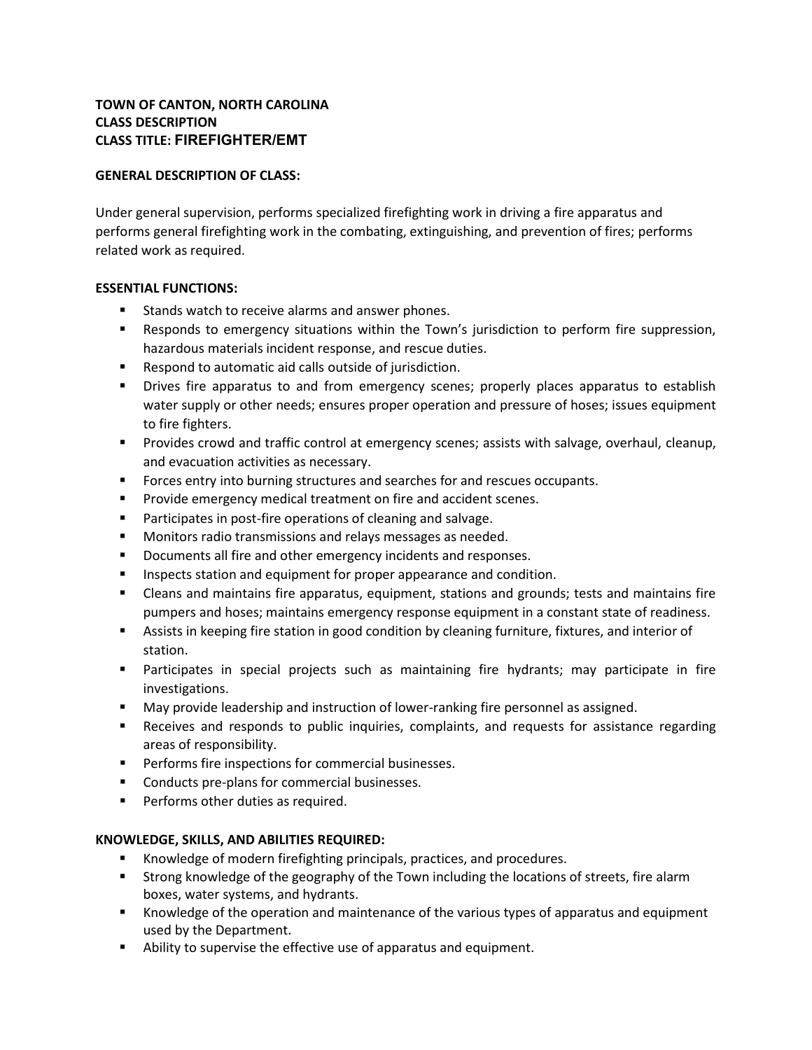**TOWN OF CANTON, NORTH CAROLINA**
**CLASS DESCRIPTION**
**CLASS TITLE: FIREFIGHTER/EMT**

## GENERAL DESCRIPTION OF CLASS:

Under general supervision, performs specialized firefighting work in driving a fire apparatus and performs general firefighting work in the combating, extinguishing, and prevention of fires; performs related work as required.

## ESSENTIAL FUNCTIONS:

- Stands watch to receive alarms and answer phones.
- Responds to emergency situations within the Town's jurisdiction to perform fire suppression, hazardous materials incident response, and rescue duties.
- Respond to automatic aid calls outside of jurisdiction.
- Drives fire apparatus to and from emergency scenes; properly places apparatus to establish water supply or other needs; ensures proper operation and pressure of hoses; issues equipment to fire fighters.
- Provides crowd and traffic control at emergency scenes; assists with salvage, overhaul, cleanup, and evacuation activities as necessary.
- Forces entry into burning structures and searches for and rescues occupants.
- Provide emergency medical treatment on fire and accident scenes.
- Participates in post-fire operations of cleaning and salvage.
- Monitors radio transmissions and relays messages as needed.
- Documents all fire and other emergency incidents and responses.
- Inspects station and equipment for proper appearance and condition.
- Cleans and maintains fire apparatus, equipment, stations and grounds; tests and maintains fire pumpers and hoses; maintains emergency response equipment in a constant state of readiness.
- Assists in keeping fire station in good condition by cleaning furniture, fixtures, and interior of station.
- Participates in special projects such as maintaining fire hydrants; may participate in fire investigations.
- May provide leadership and instruction of lower-ranking fire personnel as assigned.
- Receives and responds to public inquiries, complaints, and requests for assistance regarding areas of responsibility.
- Performs fire inspections for commercial businesses.
- Conducts pre-plans for commercial businesses.
- Performs other duties as required.

## KNOWLEDGE, SKILLS, AND ABILITIES REQUIRED:

- Knowledge of modern firefighting principals, practices, and procedures.
- Strong knowledge of the geography of the Town including the locations of streets, fire alarm boxes, water systems, and hydrants.
- Knowledge of the operation and maintenance of the various types of apparatus and equipment used by the Department.
- Ability to supervise the effective use of apparatus and equipment.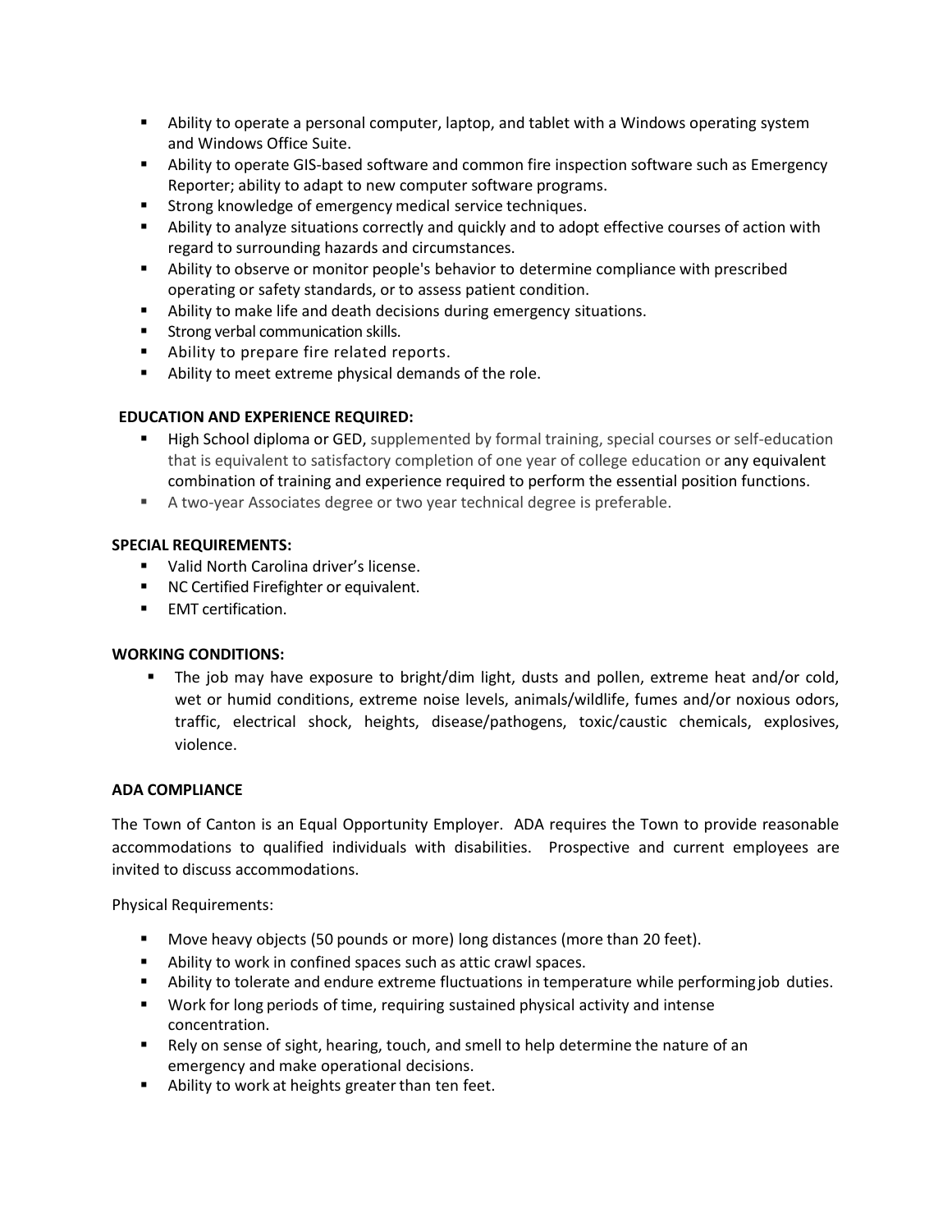- Ability to operate a personal computer, laptop, and tablet with a Windows operating system and Windows Office Suite.
- Ability to operate GIS-based software and common fire inspection software such as Emergency Reporter; ability to adapt to new computer software programs.
- Strong knowledge of emergency medical service techniques.
- Ability to analyze situations correctly and quickly and to adopt effective courses of action with regard to surrounding hazards and circumstances.
- Ability to observe or monitor people's behavior to determine compliance with prescribed operating or safety standards, or to assess patient condition.
- Ability to make life and death decisions during emergency situations.
- Strong verbal communication skills.
- Ability to prepare fire related reports.
- Ability to meet extreme physical demands of the role.

**EDUCATION AND EXPERIENCE REQUIRED:**

- High School diploma or GED, supplemented by formal training, special courses or self-education that is equivalent to satisfactory completion of one year of college education or any equivalent combination of training and experience required to perform the essential position functions.
- A two-year Associates degree or two year technical degree is preferable.

**SPECIAL REQUIREMENTS:**

- Valid North Carolina driver's license.
- NC Certified Firefighter or equivalent.
- EMT certification.

**WORKING CONDITIONS:**

- The job may have exposure to bright/dim light, dusts and pollen, extreme heat and/or cold, wet or humid conditions, extreme noise levels, animals/wildlife, fumes and/or noxious odors, traffic, electrical shock, heights, disease/pathogens, toxic/caustic chemicals, explosives, violence.

**ADA COMPLIANCE**

The Town of Canton is an Equal Opportunity Employer. ADA requires the Town to provide reasonable accommodations to qualified individuals with disabilities. Prospective and current employees are invited to discuss accommodations.

Physical Requirements:

- Move heavy objects (50 pounds or more) long distances (more than 20 feet).
- Ability to work in confined spaces such as attic crawl spaces.
- Ability to tolerate and endure extreme fluctuations in temperature while performing job duties.
- Work for long periods of time, requiring sustained physical activity and intense concentration.
- Rely on sense of sight, hearing, touch, and smell to help determine the nature of an emergency and make operational decisions.
- Ability to work at heights greater than ten feet.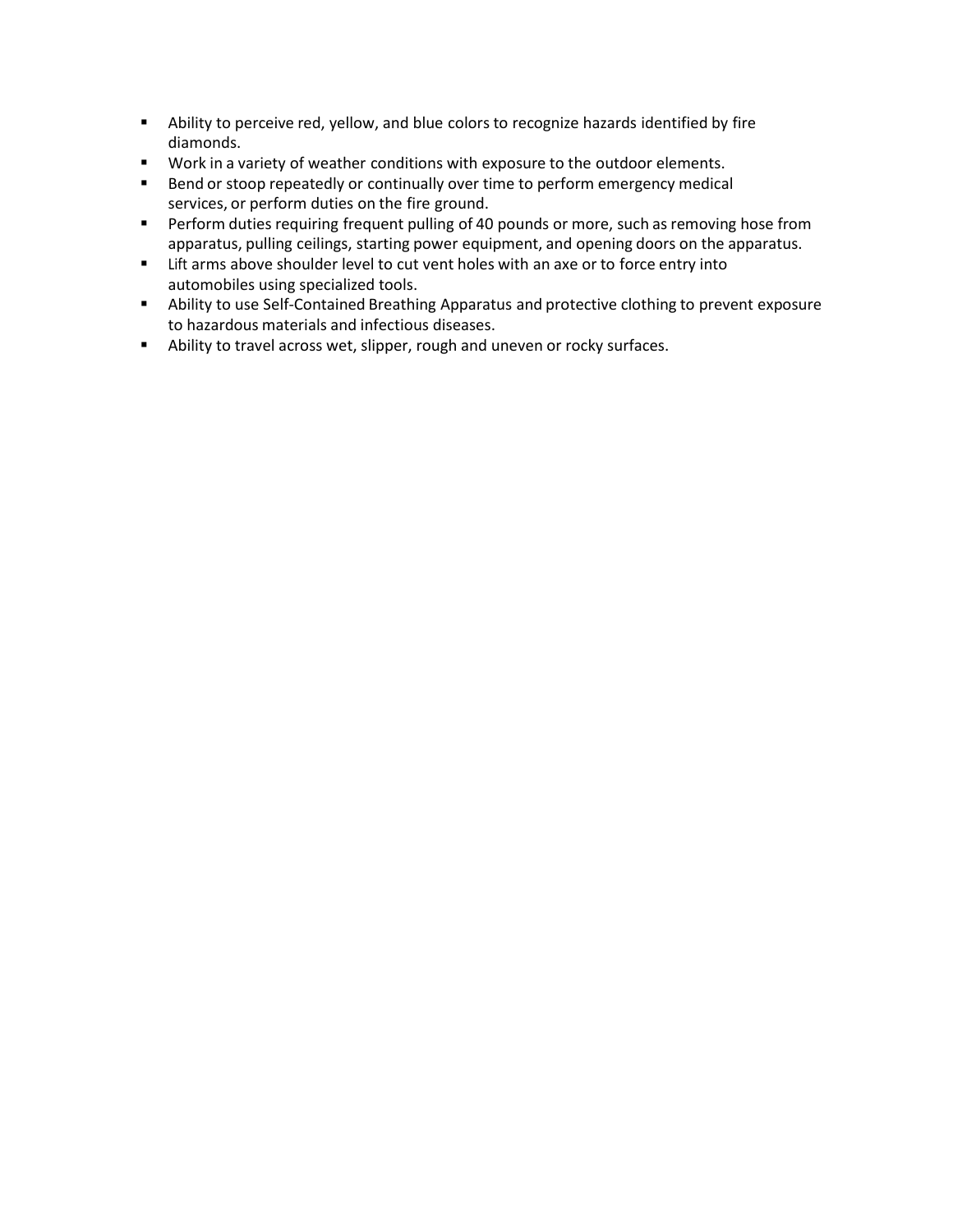- Ability to perceive red, yellow, and blue colors to recognize hazards identified by fire diamonds.
- Work in a variety of weather conditions with exposure to the outdoor elements.
- Bend or stoop repeatedly or continually over time to perform emergency medical services, or perform duties on the fire ground.
- Perform duties requiring frequent pulling of 40 pounds or more, such as removing hose from apparatus, pulling ceilings, starting power equipment, and opening doors on the apparatus.
- Lift arms above shoulder level to cut vent holes with an axe or to force entry into automobiles using specialized tools.
- Ability to use Self-Contained Breathing Apparatus and protective clothing to prevent exposure to hazardous materials and infectious diseases.
- Ability to travel across wet, slipper, rough and uneven or rocky surfaces.